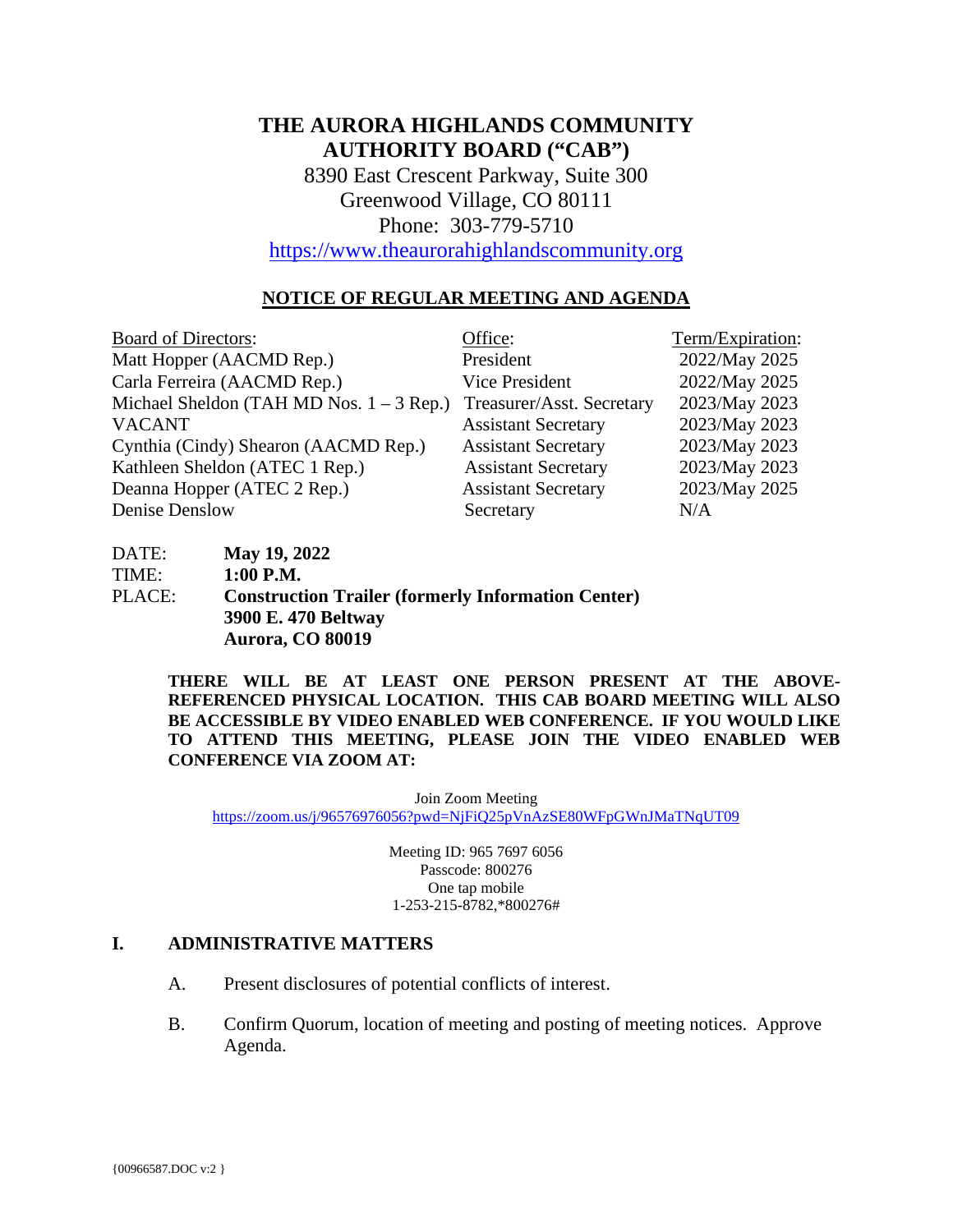# THE AURORA HIGHLANDS COMMUNITY AUTHORITY BOARD ("CAB")

8390 East Crescent Parkway, Suite 300
Greenwood Village, CO 80111
Phone: 303-779-5710
https://www.theaurorahighlandscommunity.org

## NOTICE OF REGULAR MEETING AND AGENDA

| Board of Directors: | Office: | Term/Expiration: |
|---|---|---|
| Matt Hopper (AACMD Rep.) | President | 2022/May 2025 |
| Carla Ferreira (AACMD Rep.) | Vice President | 2022/May 2025 |
| Michael Sheldon (TAH MD Nos. 1 – 3 Rep.) | Treasurer/Asst. Secretary | 2023/May 2023 |
| VACANT | Assistant Secretary | 2023/May 2023 |
| Cynthia (Cindy) Shearon (AACMD Rep.) | Assistant Secretary | 2023/May 2023 |
| Kathleen Sheldon (ATEC 1 Rep.) | Assistant Secretary | 2023/May 2023 |
| Deanna Hopper (ATEC 2 Rep.) | Assistant Secretary | 2023/May 2025 |
| Denise Denslow | Secretary | N/A |

DATE: **May 19, 2022**
TIME: **1:00 P.M.**
PLACE: **Construction Trailer (formerly Information Center)**
**3900 E. 470 Beltway**
**Aurora, CO 80019**

**THERE WILL BE AT LEAST ONE PERSON PRESENT AT THE ABOVE-REFERENCED PHYSICAL LOCATION. THIS CAB BOARD MEETING WILL ALSO BE ACCESSIBLE BY VIDEO ENABLED WEB CONFERENCE. IF YOU WOULD LIKE TO ATTEND THIS MEETING, PLEASE JOIN THE VIDEO ENABLED WEB CONFERENCE VIA ZOOM AT:**

Join Zoom Meeting
https://zoom.us/j/96576976056?pwd=NjFiQ25pVnAzSE80WFpGWnJMaTNqUT09

Meeting ID: 965 7697 6056
Passcode: 800276
One tap mobile
1-253-215-8782,*800276#

## I. ADMINISTRATIVE MATTERS

A. Present disclosures of potential conflicts of interest.

B. Confirm Quorum, location of meeting and posting of meeting notices. Approve Agenda.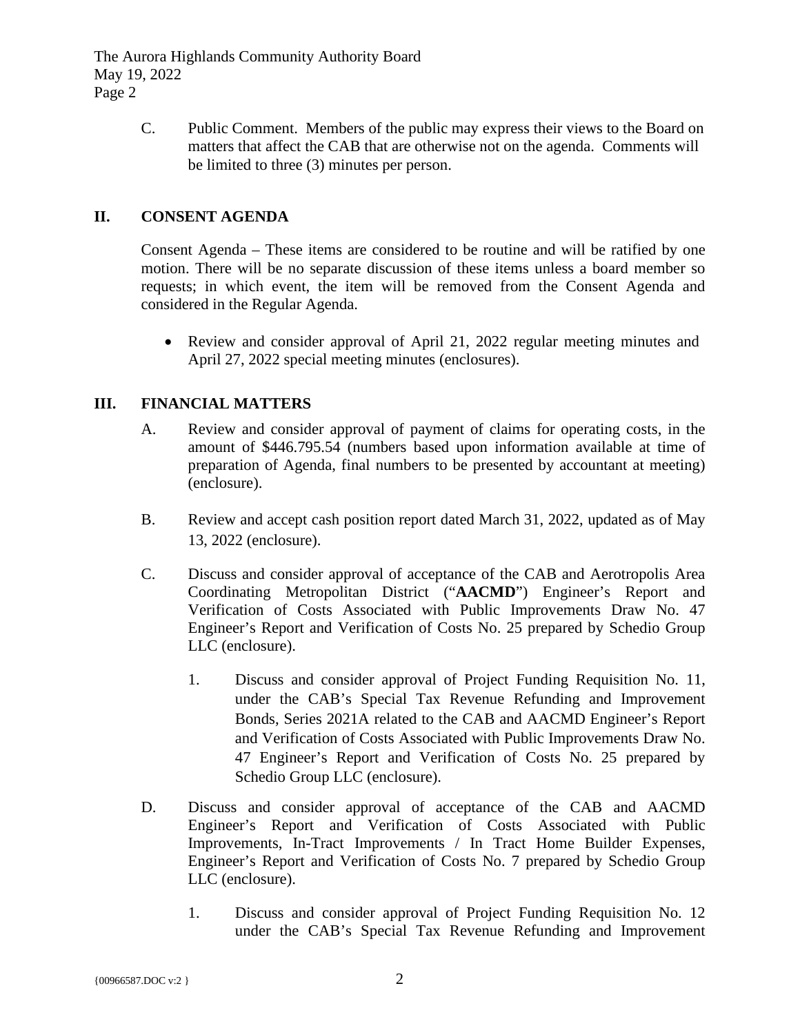C. Public Comment. Members of the public may express their views to the Board on matters that affect the CAB that are otherwise not on the agenda. Comments will be limited to three (3) minutes per person.

## II. CONSENT AGENDA

Consent Agenda – These items are considered to be routine and will be ratified by one motion. There will be no separate discussion of these items unless a board member so requests; in which event, the item will be removed from the Consent Agenda and considered in the Regular Agenda.

- Review and consider approval of April 21, 2022 regular meeting minutes and April 27, 2022 special meeting minutes (enclosures).

## III. FINANCIAL MATTERS

A. Review and consider approval of payment of claims for operating costs, in the amount of $446.795.54 (numbers based upon information available at time of preparation of Agenda, final numbers to be presented by accountant at meeting) (enclosure).

B. Review and accept cash position report dated March 31, 2022, updated as of May 13, 2022 (enclosure).

C. Discuss and consider approval of acceptance of the CAB and Aerotropolis Area Coordinating Metropolitan District ("**AACMD**") Engineer's Report and Verification of Costs Associated with Public Improvements Draw No. 47 Engineer's Report and Verification of Costs No. 25 prepared by Schedio Group LLC (enclosure).

1. Discuss and consider approval of Project Funding Requisition No. 11, under the CAB's Special Tax Revenue Refunding and Improvement Bonds, Series 2021A related to the CAB and AACMD Engineer's Report and Verification of Costs Associated with Public Improvements Draw No. 47 Engineer's Report and Verification of Costs No. 25 prepared by Schedio Group LLC (enclosure).

D. Discuss and consider approval of acceptance of the CAB and AACMD Engineer's Report and Verification of Costs Associated with Public Improvements, In-Tract Improvements / In Tract Home Builder Expenses, Engineer's Report and Verification of Costs No. 7 prepared by Schedio Group LLC (enclosure).

1. Discuss and consider approval of Project Funding Requisition No. 12 under the CAB's Special Tax Revenue Refunding and Improvement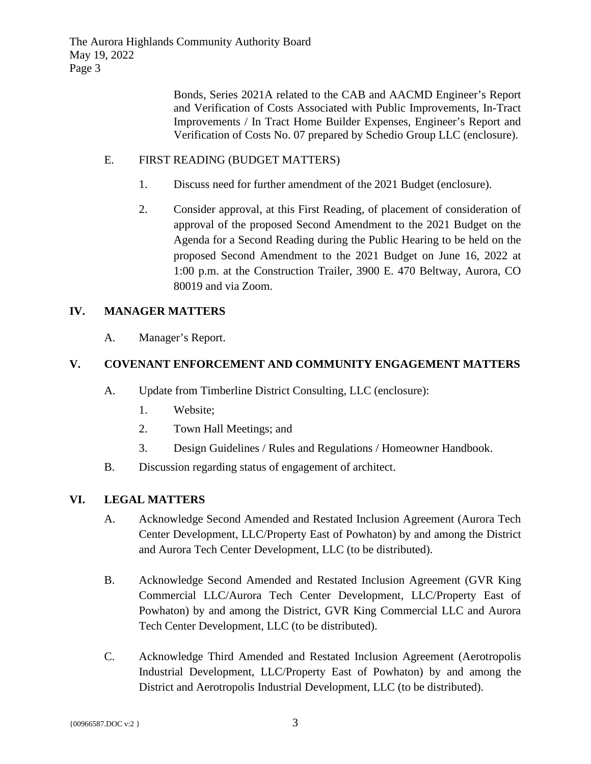Bonds, Series 2021A related to the CAB and AACMD Engineer's Report and Verification of Costs Associated with Public Improvements, In-Tract Improvements / In Tract Home Builder Expenses, Engineer's Report and Verification of Costs No. 07 prepared by Schedio Group LLC (enclosure).

E. FIRST READING (BUDGET MATTERS)

1. Discuss need for further amendment of the 2021 Budget (enclosure).

2. Consider approval, at this First Reading, of placement of consideration of approval of the proposed Second Amendment to the 2021 Budget on the Agenda for a Second Reading during the Public Hearing to be held on the proposed Second Amendment to the 2021 Budget on June 16, 2022 at 1:00 p.m. at the Construction Trailer, 3900 E. 470 Beltway, Aurora, CO 80019 and via Zoom.

## IV. MANAGER MATTERS

A. Manager's Report.

## V. COVENANT ENFORCEMENT AND COMMUNITY ENGAGEMENT MATTERS

A. Update from Timberline District Consulting, LLC (enclosure):

1. Website;
2. Town Hall Meetings; and
3. Design Guidelines / Rules and Regulations / Homeowner Handbook.

B. Discussion regarding status of engagement of architect.

## VI. LEGAL MATTERS

A. Acknowledge Second Amended and Restated Inclusion Agreement (Aurora Tech Center Development, LLC/Property East of Powhaton) by and among the District and Aurora Tech Center Development, LLC (to be distributed).

B. Acknowledge Second Amended and Restated Inclusion Agreement (GVR King Commercial LLC/Aurora Tech Center Development, LLC/Property East of Powhaton) by and among the District, GVR King Commercial LLC and Aurora Tech Center Development, LLC (to be distributed).

C. Acknowledge Third Amended and Restated Inclusion Agreement (Aerotropolis Industrial Development, LLC/Property East of Powhaton) by and among the District and Aerotropolis Industrial Development, LLC (to be distributed).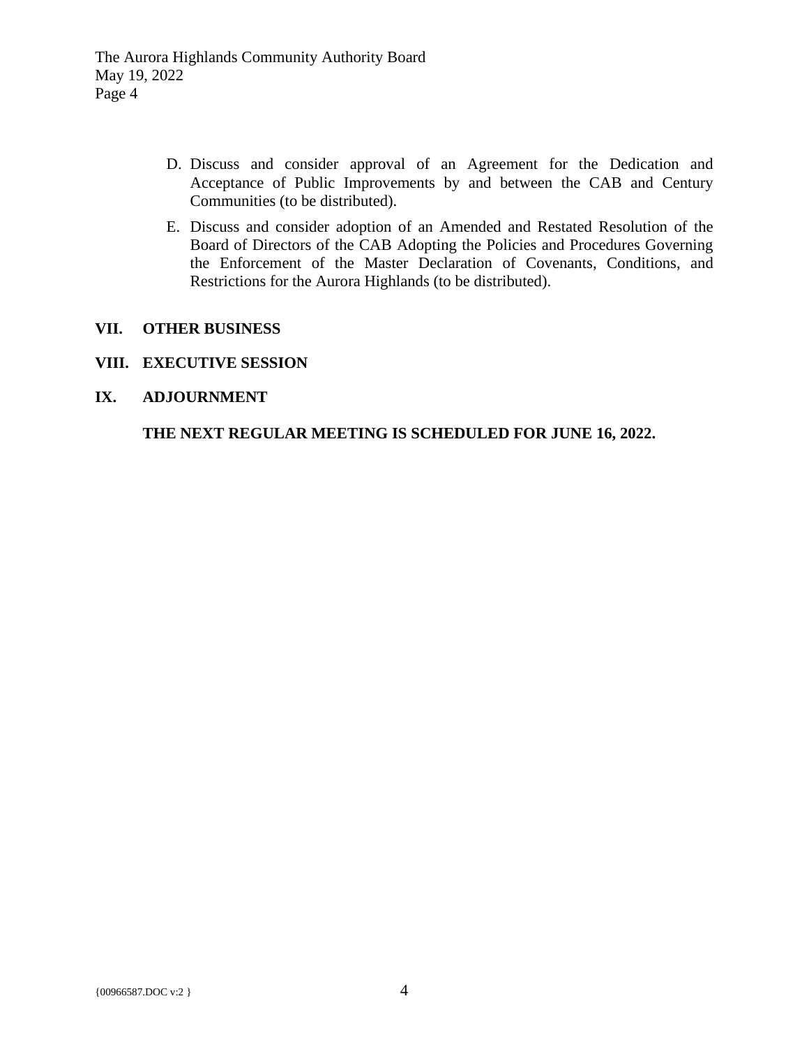D. Discuss and consider approval of an Agreement for the Dedication and Acceptance of Public Improvements by and between the CAB and Century Communities (to be distributed).

E. Discuss and consider adoption of an Amended and Restated Resolution of the Board of Directors of the CAB Adopting the Policies and Procedures Governing the Enforcement of the Master Declaration of Covenants, Conditions, and Restrictions for the Aurora Highlands (to be distributed).

## VII. OTHER BUSINESS

## VIII. EXECUTIVE SESSION

## IX. ADJOURNMENT

**THE NEXT REGULAR MEETING IS SCHEDULED FOR JUNE 16, 2022.**